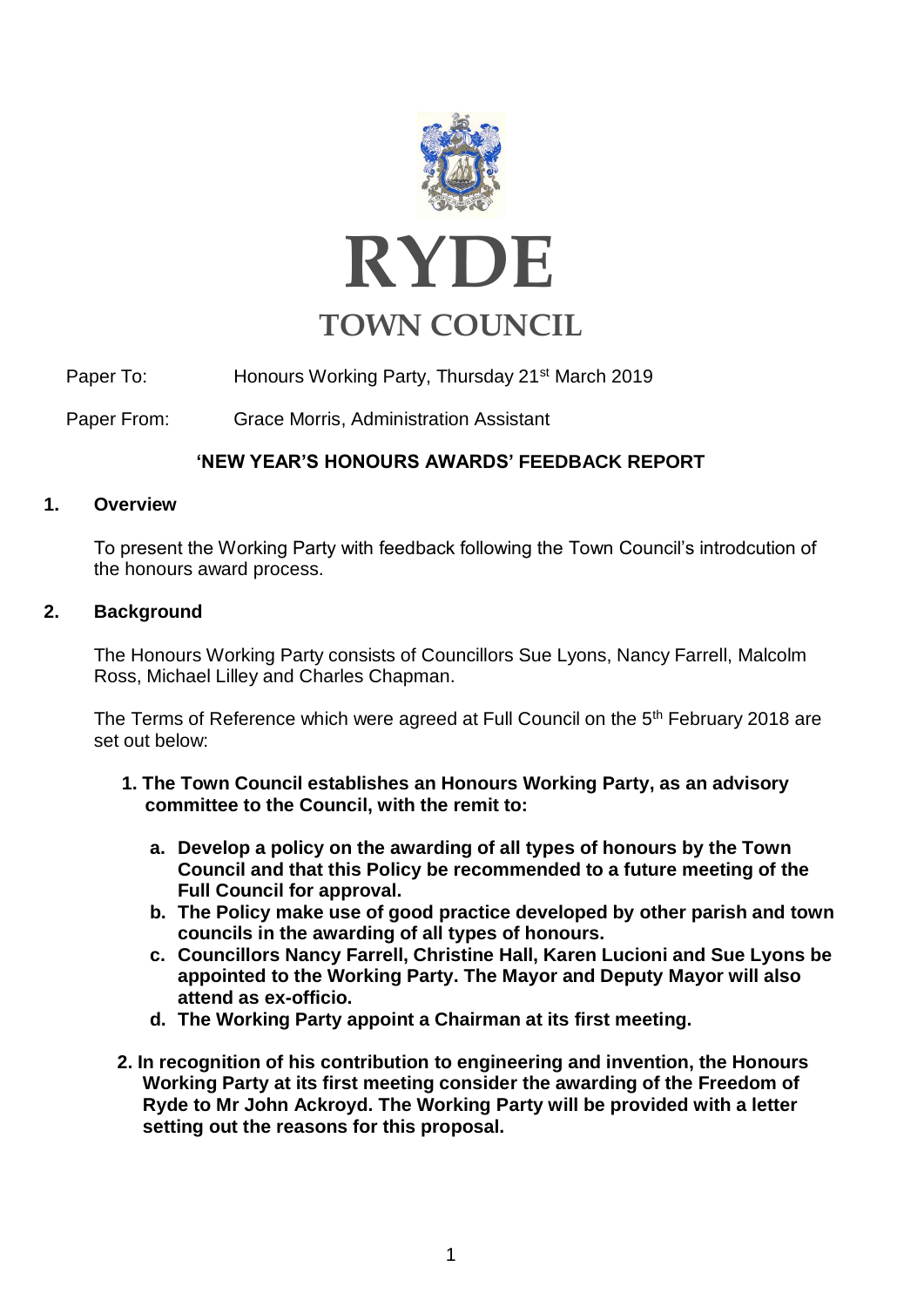# RYDE

## TOWN COUNCIL

Paper To: Honours Working Party, Thursday 21st March 2019

Paper From: Grace Morris, Administration Assistant

### 'NEW YEAR'S HONOURS AWARDS' FEEDBACK REPORT

**1. Overview**

To present the Working Party with feedback following the Town Council's introdcution of the honours award process.

**2. Background**

The Honours Working Party consists of Councillors Sue Lyons, Nancy Farrell, Malcolm Ross, Michael Lilley and Charles Chapman.

The Terms of Reference which were agreed at Full Council on the 5th February 2018 are set out below:

**1. The Town Council establishes an Honours Working Party, as an advisory committee to the Council, with the remit to:**

- **a. Develop a policy on the awarding of all types of honours by the Town Council and that this Policy be recommended to a future meeting of the Full Council for approval.**
- **b. The Policy make use of good practice developed by other parish and town councils in the awarding of all types of honours.**
- **c. Councillors Nancy Farrell, Christine Hall, Karen Lucioni and Sue Lyons be appointed to the Working Party. The Mayor and Deputy Mayor will also attend as ex-officio.**
- **d. The Working Party appoint a Chairman at its first meeting.**

**2. In recognition of his contribution to engineering and invention, the Honours Working Party at its first meeting consider the awarding of the Freedom of Ryde to Mr John Ackroyd. The Working Party will be provided with a letter setting out the reasons for this proposal.**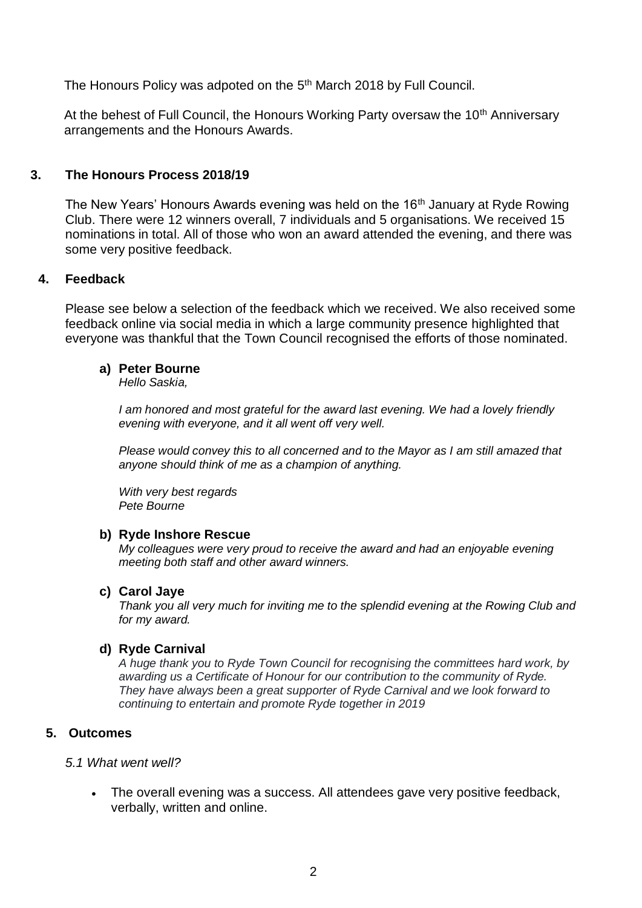The Honours Policy was adpoted on the 5th March 2018 by Full Council.

At the behest of Full Council, the Honours Working Party oversaw the 10th Anniversary arrangements and the Honours Awards.

## 3. The Honours Process 2018/19

The New Years' Honours Awards evening was held on the 16th January at Ryde Rowing Club. There were 12 winners overall, 7 individuals and 5 organisations. We received 15 nominations in total. All of those who won an award attended the evening, and there was some very positive feedback.

## 4. Feedback

Please see below a selection of the feedback which we received. We also received some feedback online via social media in which a large community presence highlighted that everyone was thankful that the Town Council recognised the efforts of those nominated.

**a) Peter Bourne**

*Hello Saskia,*

*I am honored and most grateful for the award last evening. We had a lovely friendly evening with everyone, and it all went off very well.*

*Please would convey this to all concerned and to the Mayor as I am still amazed that anyone should think of me as a champion of anything.*

*With very best regards*
*Pete Bourne*

**b) Ryde Inshore Rescue**

*My colleagues were very proud to receive the award and had an enjoyable evening meeting both staff and other award winners.*

**c) Carol Jaye**

*Thank you all very much for inviting me to the splendid evening at the Rowing Club and for my award.*

**d) Ryde Carnival**

*A huge thank you to Ryde Town Council for recognising the committees hard work, by awarding us a Certificate of Honour for our contribution to the community of Ryde. They have always been a great supporter of Ryde Carnival and we look forward to continuing to entertain and promote Ryde together in 2019*

## 5. Outcomes

*5.1 What went well?*

- The overall evening was a success. All attendees gave very positive feedback, verbally, written and online.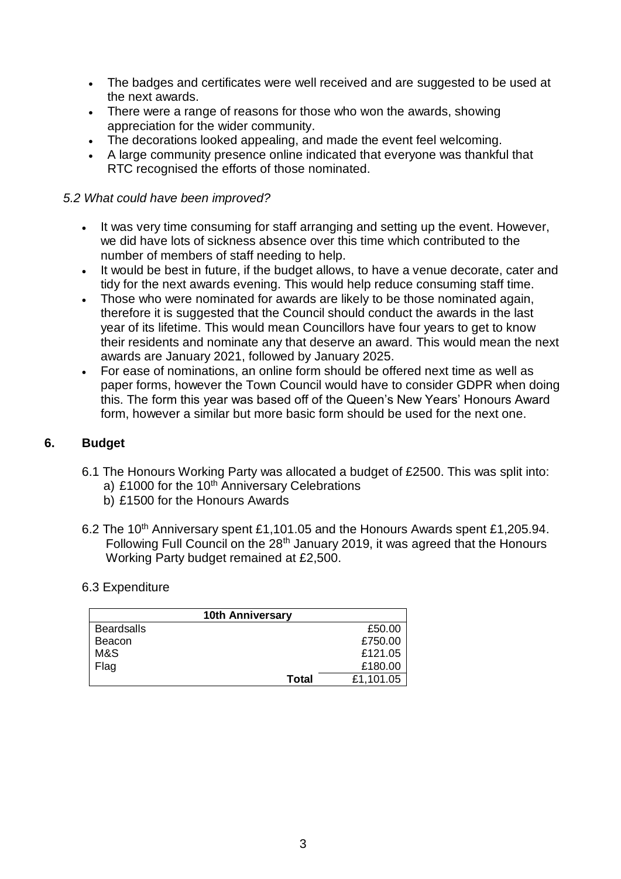- The badges and certificates were well received and are suggested to be used at the next awards.
- There were a range of reasons for those who won the awards, showing appreciation for the wider community.
- The decorations looked appealing, and made the event feel welcoming.
- A large community presence online indicated that everyone was thankful that RTC recognised the efforts of those nominated.

*5.2 What could have been improved?*

- It was very time consuming for staff arranging and setting up the event. However, we did have lots of sickness absence over this time which contributed to the number of members of staff needing to help.
- It would be best in future, if the budget allows, to have a venue decorate, cater and tidy for the next awards evening. This would help reduce consuming staff time.
- Those who were nominated for awards are likely to be those nominated again, therefore it is suggested that the Council should conduct the awards in the last year of its lifetime. This would mean Councillors have four years to get to know their residents and nominate any that deserve an award. This would mean the next awards are January 2021, followed by January 2025.
- For ease of nominations, an online form should be offered next time as well as paper forms, however the Town Council would have to consider GDPR when doing this. The form this year was based off of the Queen's New Years' Honours Award form, however a similar but more basic form should be used for the next one.

## 6. Budget

6.1 The Honours Working Party was allocated a budget of £2500. This was split into:

a) £1000 for the 10th Anniversary Celebrations

b) £1500 for the Honours Awards

6.2 The 10th Anniversary spent £1,101.05 and the Honours Awards spent £1,205.94. Following Full Council on the 28th January 2019, it was agreed that the Honours Working Party budget remained at £2,500.

6.3 Expenditure

| 10th Anniversary | |
|---|---|
| Beardsalls | £50.00 |
| Beacon | £750.00 |
| M&S | £121.05 |
| Flag | £180.00 |
| **Total** | £1,101.05 |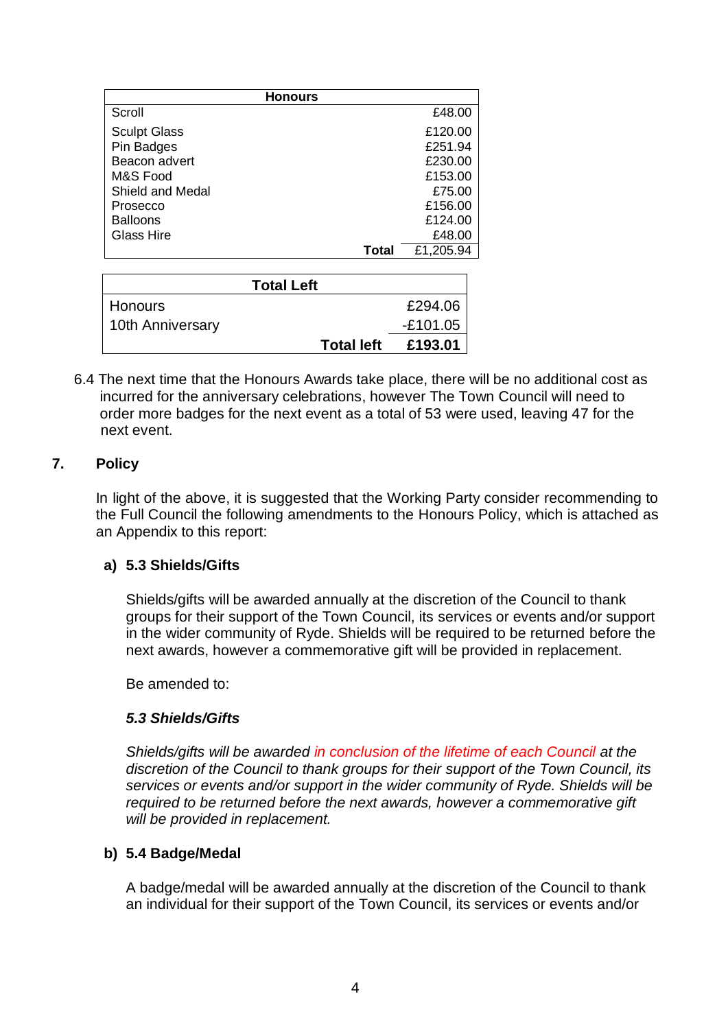| Honours | |
|---|---|
| Scroll | £48.00 |
| Sculpt Glass | £120.00 |
| Pin Badges | £251.94 |
| Beacon advert | £230.00 |
| M&S Food | £153.00 |
| Shield and Medal | £75.00 |
| Prosecco | £156.00 |
| Balloons | £124.00 |
| Glass Hire | £48.00 |
| **Total** | £1,205.94 |

| **Total Left** | |
|---|---|
| Honours | £294.06 |
| 10th Anniversary | -£101.05 |
| **Total left** | **£193.01** |

6.4 The next time that the Honours Awards take place, there will be no additional cost as incurred for the anniversary celebrations, however The Town Council will need to order more badges for the next event as a total of 53 were used, leaving 47 for the next event.

## 7. Policy

In light of the above, it is suggested that the Working Party consider recommending to the Full Council the following amendments to the Honours Policy, which is attached as an Appendix to this report:

### a) 5.3 Shields/Gifts

Shields/gifts will be awarded annually at the discretion of the Council to thank groups for their support of the Town Council, its services or events and/or support in the wider community of Ryde. Shields will be required to be returned before the next awards, however a commemorative gift will be provided in replacement.

Be amended to:

***5.3 Shields/Gifts***

*Shields/gifts will be awarded in conclusion of the lifetime of each Council at the discretion of the Council to thank groups for their support of the Town Council, its services or events and/or support in the wider community of Ryde. Shields will be required to be returned before the next awards, however a commemorative gift will be provided in replacement.*

### b) 5.4 Badge/Medal

A badge/medal will be awarded annually at the discretion of the Council to thank an individual for their support of the Town Council, its services or events and/or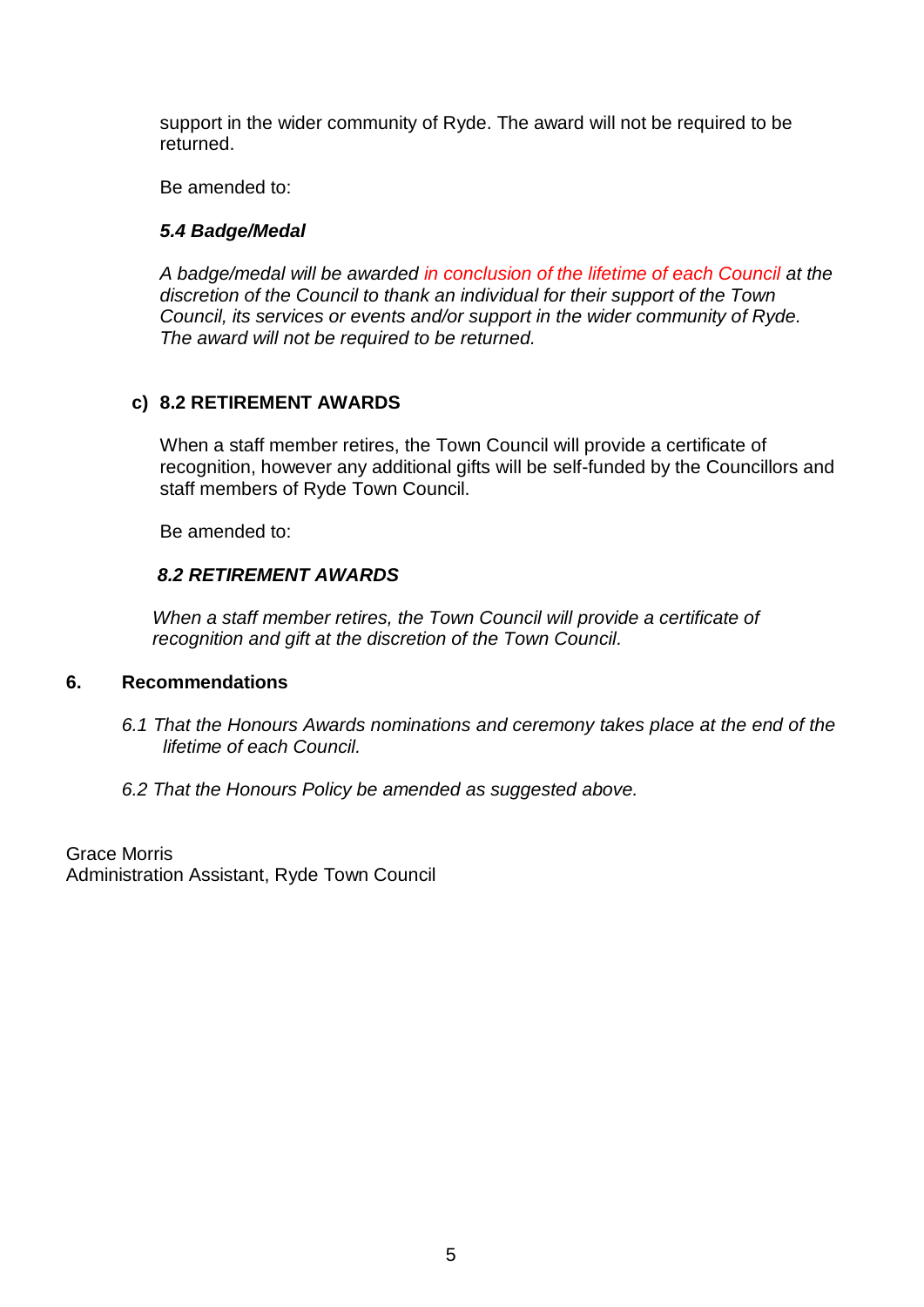support in the wider community of Ryde. The award will not be required to be returned.

Be amended to:

***5.4 Badge/Medal***

*A badge/medal will be awarded in conclusion of the lifetime of each Council at the discretion of the Council to thank an individual for their support of the Town Council, its services or events and/or support in the wider community of Ryde. The award will not be required to be returned.*

**c) 8.2 RETIREMENT AWARDS**

When a staff member retires, the Town Council will provide a certificate of recognition, however any additional gifts will be self-funded by the Councillors and staff members of Ryde Town Council.

Be amended to:

***8.2 RETIREMENT AWARDS***

*When a staff member retires, the Town Council will provide a certificate of recognition and gift at the discretion of the Town Council.*

## 6. Recommendations

*6.1 That the Honours Awards nominations and ceremony takes place at the end of the lifetime of each Council.*

*6.2 That the Honours Policy be amended as suggested above.*

Grace Morris
Administration Assistant, Ryde Town Council